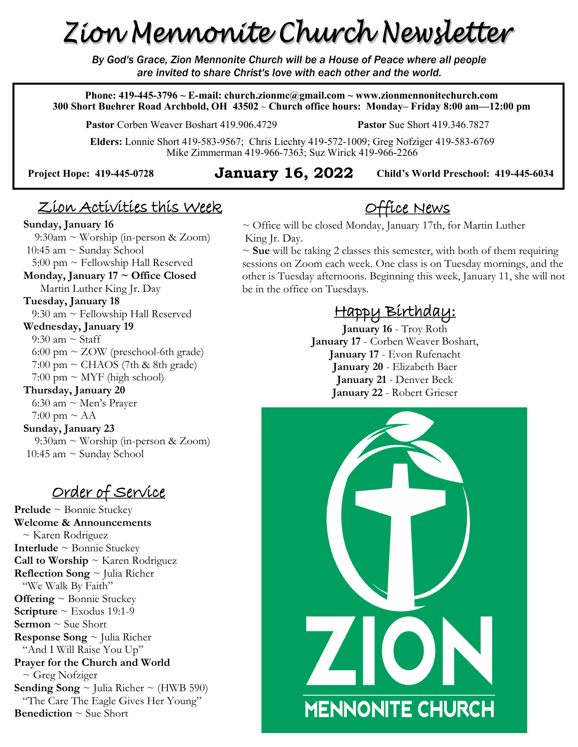# Zion Mennonite Church Newsletter

*By God's Grace, Zion Mennonite Church will be a House of Peace where all people are invited to share Christ's love with each other and the world.*

**Phone: 419-445-3796 ~ E-mail: church.zionmc@gmail.com ~ www.zionmennonitechurch.com**
**300 Short Buehrer Road Archbold, OH 43502 ~ Church office hours: Monday– Friday 8:00 am—12:00 pm**

**Pastor** Corben Weaver Boshart 419.906.4729 **Pastor** Sue Short 419.346.7827

**Elders:** Lonnie Short 419-583-9567; Chris Liechty 419-572-1009; Greg Nofziger 419-583-6769 Mike Zimmerman 419-966-7363; Suz Wirick 419-966-2266

**Project Hope: 419-445-0728** **January 16, 2022** **Child's World Preschool: 419-445-6034**

## Zion Activities this Week

**Sunday, January 16**
9:30am ~ Worship (in-person & Zoom)
10:45 am ~ Sunday School
5:00 pm ~ Fellowship Hall Reserved

**Monday, January 17 ~ Office Closed**
Martin Luther King Jr. Day

**Tuesday, January 18**
9:30 am ~ Fellowship Hall Reserved

**Wednesday, January 19**
9:30 am ~ Staff
6:00 pm ~ ZOW (preschool-6th grade)
7:00 pm ~ CHAOS (7th & 8th grade)
7:00 pm ~ MYF (high school)

**Thursday, January 20**
6:30 am ~ Men's Prayer
7:00 pm ~ AA

**Sunday, January 23**
9:30am ~ Worship (in-person & Zoom)
10:45 am ~ Sunday School

## Order of Service

**Prelude** ~ Bonnie Stuckey
**Welcome & Announcements** ~ Karen Rodriguez
**Interlude** ~ Bonnie Stuckey
**Call to Worship** ~ Karen Rodriguez
**Reflection Song** ~ Julia Richer "We Walk By Faith"
**Offering** ~ Bonnie Stuckey
**Scripture** ~ Exodus 19:1-9
**Sermon** ~ Sue Short
**Response Song** ~ Julia Richer "And I Will Raise You Up"
**Prayer for the Church and World** ~ Greg Nofziger
**Sending Song** ~ Julia Richer ~ (HWB 590) "The Care The Eagle Gives Her Young"
**Benediction** ~ Sue Short

## Office News

~ Office will be closed Monday, January 17th, for Martin Luther King Jr. Day.

~ **Sue** will be taking 2 classes this semester, with both of them requiring sessions on Zoom each week. One class is on Tuesday mornings, and the other is Tuesday afternoons. Beginning this week, January 11, she will not be in the office on Tuesdays.

## Happy Birthday:

**January 16** - Troy Roth
**January 17** - Corben Weaver Boshart,
**January 17** - Evon Rufenacht
**January 20** - Elizabeth Baer
**January 21** - Denver Beck
**January 22** - Robert Grieser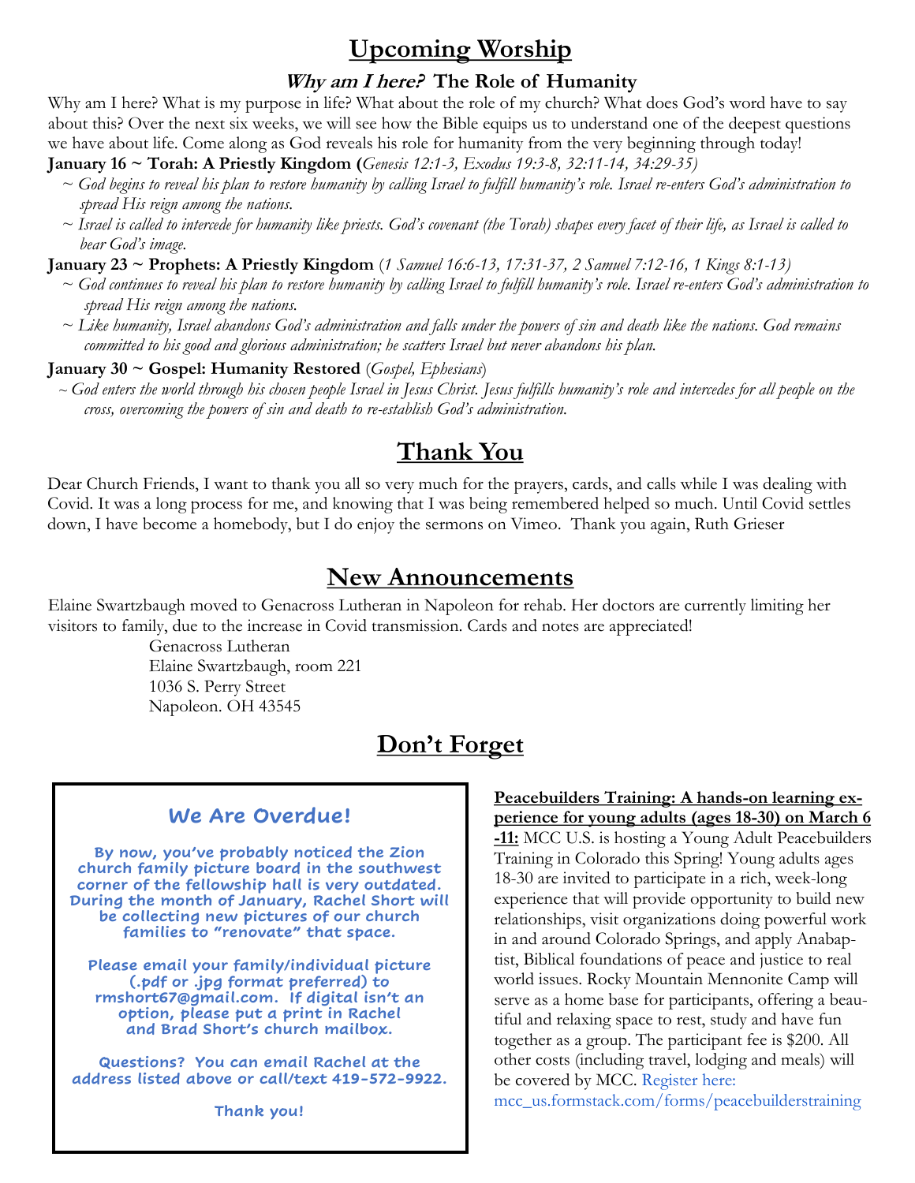# Upcoming Worship

### *Why am I here?* The Role of Humanity

Why am I here? What is my purpose in life? What about the role of my church? What does God's word have to say about this? Over the next six weeks, we will see how the Bible equips us to understand one of the deepest questions we have about life. Come along as God reveals his role for humanity from the very beginning through today!

**January 16 ~ Torah: A Priestly Kingdom (***Genesis 12:1-3, Exodus 19:3-8, 32:11-14, 34:29-35)*

- *~ God begins to reveal his plan to restore humanity by calling Israel to fulfill humanity's role. Israel re-enters God's administration to spread His reign among the nations.*
- *~ Israel is called to intercede for humanity like priests. God's covenant (the Torah) shapes every facet of their life, as Israel is called to bear God's image.*

**January 23 ~ Prophets: A Priestly Kingdom** (*1 Samuel 16:6-13, 17:31-37, 2 Samuel 7:12-16, 1 Kings 8:1-13)*

- *~ God continues to reveal his plan to restore humanity by calling Israel to fulfill humanity's role. Israel re-enters God's administration to spread His reign among the nations.*
- *~ Like humanity, Israel abandons God's administration and falls under the powers of sin and death like the nations. God remains committed to his good and glorious administration; he scatters Israel but never abandons his plan.*

**January 30 ~ Gospel: Humanity Restored** (*Gospel, Ephesians*)

- *~ God enters the world through his chosen people Israel in Jesus Christ. Jesus fulfills humanity's role and intercedes for all people on the cross, overcoming the powers of sin and death to re-establish God's administration.*

# Thank You

Dear Church Friends, I want to thank you all so very much for the prayers, cards, and calls while I was dealing with Covid. It was a long process for me, and knowing that I was being remembered helped so much. Until Covid settles down, I have become a homebody, but I do enjoy the sermons on Vimeo. Thank you again, Ruth Grieser

# New Announcements

Elaine Swartzbaugh moved to Genacross Lutheran in Napoleon for rehab. Her doctors are currently limiting her visitors to family, due to the increase in Covid transmission. Cards and notes are appreciated!

Genacross Lutheran
Elaine Swartzbaugh, room 221
1036 S. Perry Street
Napoleon. OH 43545

# Don't Forget

### We Are Overdue!

**By now, you've probably noticed the Zion church family picture board in the southwest corner of the fellowship hall is very outdated. During the month of January, Rachel Short will be collecting new pictures of our church families to "renovate" that space.**

**Please email your family/individual picture (.pdf or .jpg format preferred) to rmshort67@gmail.com. If digital isn't an option, please put a print in Rachel and Brad Short's church mailbox.**

**Questions? You can email Rachel at the address listed above or call/text 419-572-9922.**

**Thank you!**

**Peacebuilders Training: A hands-on learning experience for young adults (ages 18-30) on March 6 -11:** MCC U.S. is hosting a Young Adult Peacebuilders Training in Colorado this Spring! Young adults ages 18-30 are invited to participate in a rich, week-long experience that will provide opportunity to build new relationships, visit organizations doing powerful work in and around Colorado Springs, and apply Anabaptist, Biblical foundations of peace and justice to real world issues. Rocky Mountain Mennonite Camp will serve as a home base for participants, offering a beautiful and relaxing space to rest, study and have fun together as a group. The participant fee is $200. All other costs (including travel, lodging and meals) will be covered by MCC. Register here: mcc_us.formstack.com/forms/peacebuilderstraining